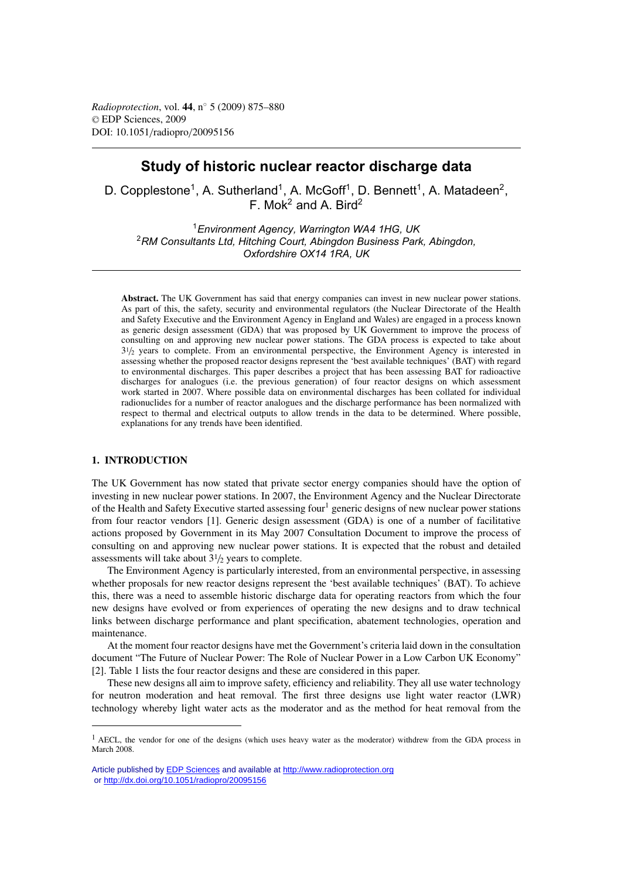*Radioprotection*, vol. **44**, n° 5 (2009) 875–880
© EDP Sciences, 2009
DOI: 10.1051/radiopro/20095156

# Study of historic nuclear reactor discharge data

D. Copplestone[1], A. Sutherland[1], A. McGoff[1], D. Bennett[1], A. Matadeen[2], F. Mok[2] and A. Bird[2]

[1]*Environment Agency, Warrington WA4 1HG, UK*
[2]*RM Consultants Ltd, Hitching Court, Abingdon Business Park, Abingdon, Oxfordshire OX14 1RA, UK*

**Abstract.** The UK Government has said that energy companies can invest in new nuclear power stations. As part of this, the safety, security and environmental regulators (the Nuclear Directorate of the Health and Safety Executive and the Environment Agency in England and Wales) are engaged in a process known as generic design assessment (GDA) that was proposed by UK Government to improve the process of consulting on and approving new nuclear power stations. The GDA process is expected to take about 3½ years to complete. From an environmental perspective, the Environment Agency is interested in assessing whether the proposed reactor designs represent the 'best available techniques' (BAT) with regard to environmental discharges. This paper describes a project that has been assessing BAT for radioactive discharges for analogues (i.e. the previous generation) of four reactor designs on which assessment work started in 2007. Where possible data on environmental discharges has been collated for individual radionuclides for a number of reactor analogues and the discharge performance has been normalized with respect to thermal and electrical outputs to allow trends in the data to be determined. Where possible, explanations for any trends have been identified.

## 1. INTRODUCTION

The UK Government has now stated that private sector energy companies should have the option of investing in new nuclear power stations. In 2007, the Environment Agency and the Nuclear Directorate of the Health and Safety Executive started assessing four[1] generic designs of new nuclear power stations from four reactor vendors [1]. Generic design assessment (GDA) is one of a number of facilitative actions proposed by Government in its May 2007 Consultation Document to improve the process of consulting on and approving new nuclear power stations. It is expected that the robust and detailed assessments will take about 3½ years to complete.

The Environment Agency is particularly interested, from an environmental perspective, in assessing whether proposals for new reactor designs represent the 'best available techniques' (BAT). To achieve this, there was a need to assemble historic discharge data for operating reactors from which the four new designs have evolved or from experiences of operating the new designs and to draw technical links between discharge performance and plant specification, abatement technologies, operation and maintenance.

At the moment four reactor designs have met the Government's criteria laid down in the consultation document "The Future of Nuclear Power: The Role of Nuclear Power in a Low Carbon UK Economy" [2]. Table 1 lists the four reactor designs and these are considered in this paper.

These new designs all aim to improve safety, efficiency and reliability. They all use water technology for neutron moderation and heat removal. The first three designs use light water reactor (LWR) technology whereby light water acts as the moderator and as the method for heat removal from the

[1] AECL, the vendor for one of the designs (which uses heavy water as the moderator) withdrew from the GDA process in March 2008.

Article published by EDP Sciences and available at http://www.radioprotection.org or http://dx.doi.org/10.1051/radiopro/20095156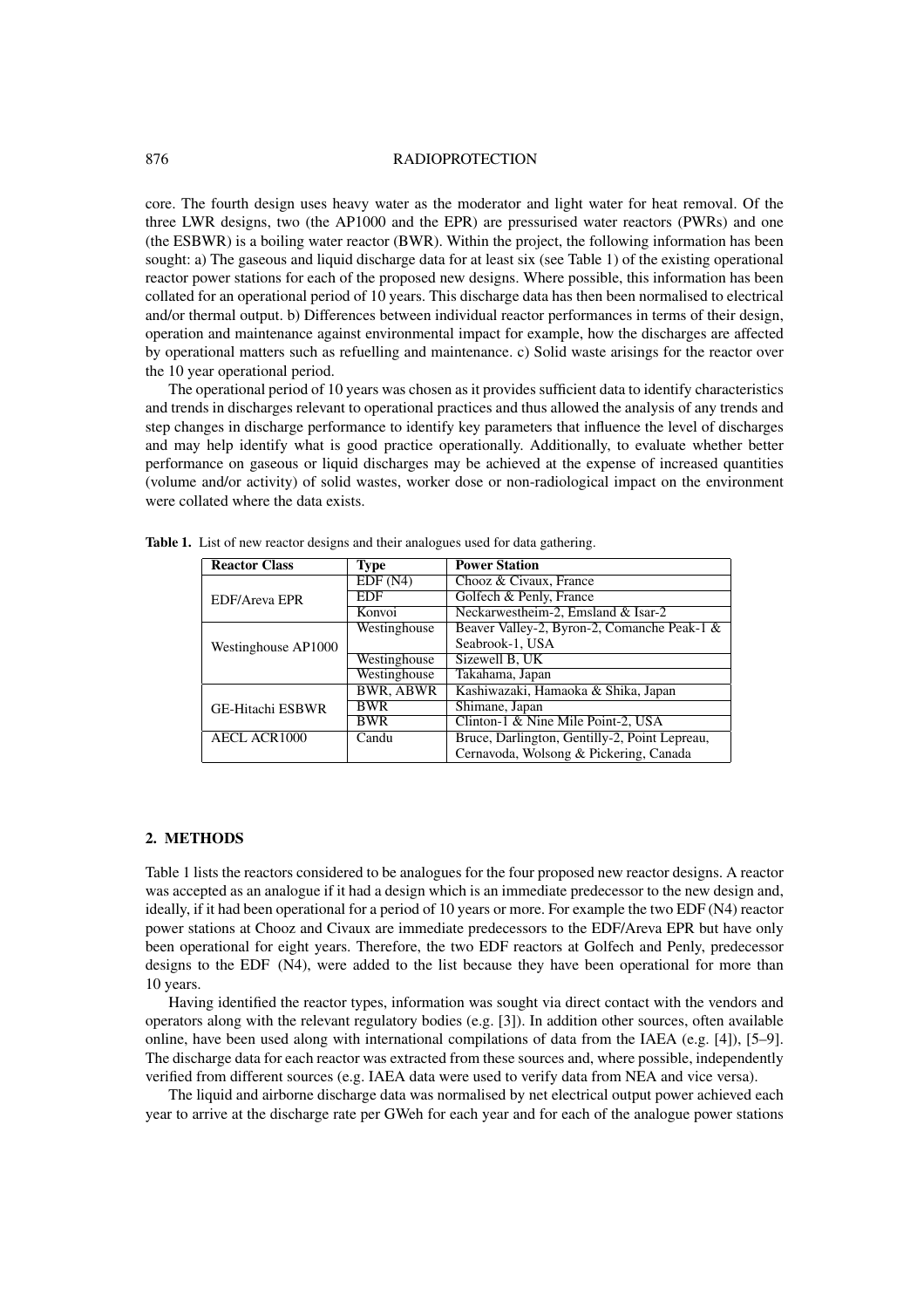core. The fourth design uses heavy water as the moderator and light water for heat removal. Of the three LWR designs, two (the AP1000 and the EPR) are pressurised water reactors (PWRs) and one (the ESBWR) is a boiling water reactor (BWR). Within the project, the following information has been sought: a) The gaseous and liquid discharge data for at least six (see Table 1) of the existing operational reactor power stations for each of the proposed new designs. Where possible, this information has been collated for an operational period of 10 years. This discharge data has then been normalised to electrical and/or thermal output. b) Differences between individual reactor performances in terms of their design, operation and maintenance against environmental impact for example, how the discharges are affected by operational matters such as refuelling and maintenance. c) Solid waste arisings for the reactor over the 10 year operational period.

The operational period of 10 years was chosen as it provides sufficient data to identify characteristics and trends in discharges relevant to operational practices and thus allowed the analysis of any trends and step changes in discharge performance to identify key parameters that influence the level of discharges and may help identify what is good practice operationally. Additionally, to evaluate whether better performance on gaseous or liquid discharges may be achieved at the expense of increased quantities (volume and/or activity) of solid wastes, worker dose or non-radiological impact on the environment were collated where the data exists.

**Table 1.** List of new reactor designs and their analogues used for data gathering.

| Reactor Class | Type | Power Station |
|---|---|---|
| EDF/Areva EPR | EDF (N4) | Chooz & Civaux, France |
| | EDF | Golfech & Penly, France |
| | Konvoi | Neckarwestheim-2, Emsland & Isar-2 |
| Westinghouse AP1000 | Westinghouse | Beaver Valley-2, Byron-2, Comanche Peak-1 & Seabrook-1, USA |
| | Westinghouse | Sizewell B, UK |
| | Westinghouse | Takahama, Japan |
| GE-Hitachi ESBWR | BWR, ABWR | Kashiwazaki, Hamaoka & Shika, Japan |
| | BWR | Shimane, Japan |
| | BWR | Clinton-1 & Nine Mile Point-2, USA |
| AECL ACR1000 | Candu | Bruce, Darlington, Gentilly-2, Point Lepreau, Cernavoda, Wolsong & Pickering, Canada |

## 2. METHODS

Table 1 lists the reactors considered to be analogues for the four proposed new reactor designs. A reactor was accepted as an analogue if it had a design which is an immediate predecessor to the new design and, ideally, if it had been operational for a period of 10 years or more. For example the two EDF (N4) reactor power stations at Chooz and Civaux are immediate predecessors to the EDF/Areva EPR but have only been operational for eight years. Therefore, the two EDF reactors at Golfech and Penly, predecessor designs to the EDF (N4), were added to the list because they have been operational for more than 10 years.

Having identified the reactor types, information was sought via direct contact with the vendors and operators along with the relevant regulatory bodies (e.g. [3]). In addition other sources, often available online, have been used along with international compilations of data from the IAEA (e.g. [4]), [5–9]. The discharge data for each reactor was extracted from these sources and, where possible, independently verified from different sources (e.g. IAEA data were used to verify data from NEA and vice versa).

The liquid and airborne discharge data was normalised by net electrical output power achieved each year to arrive at the discharge rate per GWeh for each year and for each of the analogue power stations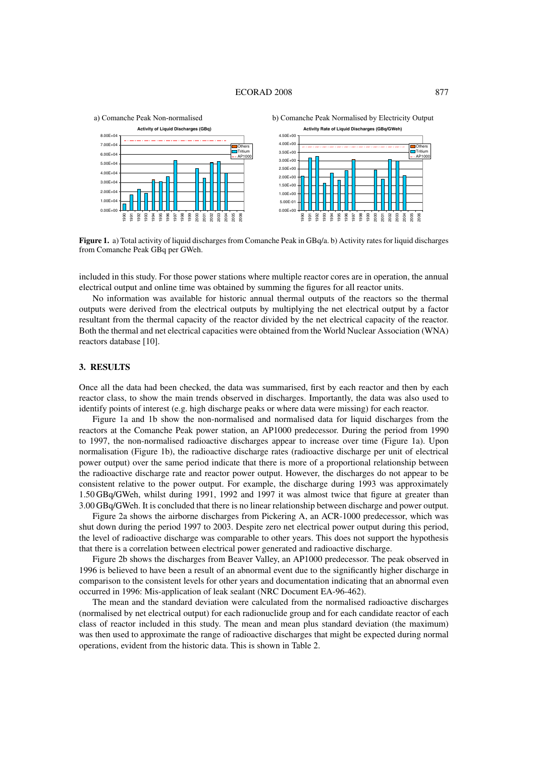a) Comanche Peak Non-normalised

b) Comanche Peak Normalised by Electricity Output

**Figure 1.** a) Total activity of liquid discharges from Comanche Peak in GBq/a. b) Activity rates for liquid discharges from Comanche Peak GBq per GWeh.

included in this study. For those power stations where multiple reactor cores are in operation, the annual electrical output and online time was obtained by summing the figures for all reactor units.

No information was available for historic annual thermal outputs of the reactors so the thermal outputs were derived from the electrical outputs by multiplying the net electrical output by a factor resultant from the thermal capacity of the reactor divided by the net electrical capacity of the reactor. Both the thermal and net electrical capacities were obtained from the World Nuclear Association (WNA) reactors database [10].

## 3. RESULTS

Once all the data had been checked, the data was summarised, first by each reactor and then by each reactor class, to show the main trends observed in discharges. Importantly, the data was also used to identify points of interest (e.g. high discharge peaks or where data were missing) for each reactor.

Figure 1a and 1b show the non-normalised and normalised data for liquid discharges from the reactors at the Comanche Peak power station, an AP1000 predecessor. During the period from 1990 to 1997, the non-normalised radioactive discharges appear to increase over time (Figure 1a). Upon normalisation (Figure 1b), the radioactive discharge rates (radioactive discharge per unit of electrical power output) over the same period indicate that there is more of a proportional relationship between the radioactive discharge rate and reactor power output. However, the discharges do not appear to be consistent relative to the power output. For example, the discharge during 1993 was approximately 1.50 GBq/GWeh, whilst during 1991, 1992 and 1997 it was almost twice that figure at greater than 3.00 GBq/GWeh. It is concluded that there is no linear relationship between discharge and power output.

Figure 2a shows the airborne discharges from Pickering A, an ACR-1000 predecessor, which was shut down during the period 1997 to 2003. Despite zero net electrical power output during this period, the level of radioactive discharge was comparable to other years. This does not support the hypothesis that there is a correlation between electrical power generated and radioactive discharge.

Figure 2b shows the discharges from Beaver Valley, an AP1000 predecessor. The peak observed in 1996 is believed to have been a result of an abnormal event due to the significantly higher discharge in comparison to the consistent levels for other years and documentation indicating that an abnormal even occurred in 1996: Mis-application of leak sealant (NRC Document EA-96-462).

The mean and the standard deviation were calculated from the normalised radioactive discharges (normalised by net electrical output) for each radionuclide group and for each candidate reactor of each class of reactor included in this study. The mean and mean plus standard deviation (the maximum) was then used to approximate the range of radioactive discharges that might be expected during normal operations, evident from the historic data. This is shown in Table 2.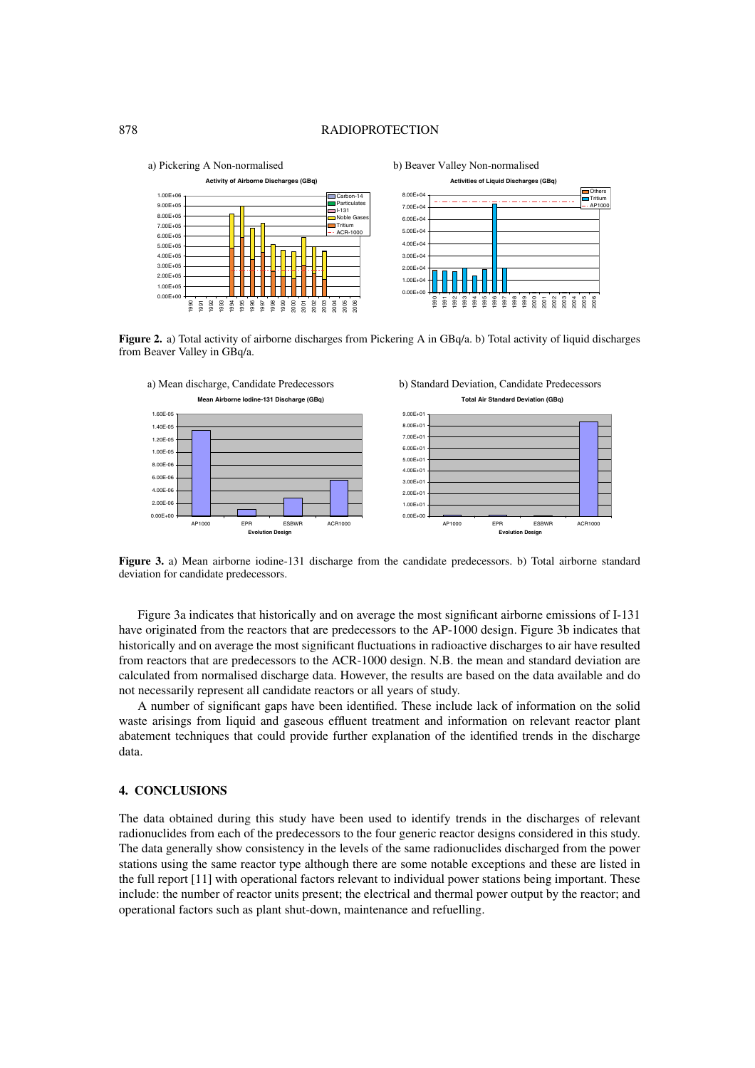a) Pickering A Non-normalised

b) Beaver Valley Non-normalised

**Figure 2.** a) Total activity of airborne discharges from Pickering A in GBq/a. b) Total activity of liquid discharges from Beaver Valley in GBq/a.

a) Mean discharge, Candidate Predecessors

b) Standard Deviation, Candidate Predecessors

**Figure 3.** a) Mean airborne iodine-131 discharge from the candidate predecessors. b) Total airborne standard deviation for candidate predecessors.

Figure 3a indicates that historically and on average the most significant airborne emissions of I-131 have originated from the reactors that are predecessors to the AP-1000 design. Figure 3b indicates that historically and on average the most significant fluctuations in radioactive discharges to air have resulted from reactors that are predecessors to the ACR-1000 design. N.B. the mean and standard deviation are calculated from normalised discharge data. However, the results are based on the data available and do not necessarily represent all candidate reactors or all years of study.

A number of significant gaps have been identified. These include lack of information on the solid waste arisings from liquid and gaseous effluent treatment and information on relevant reactor plant abatement techniques that could provide further explanation of the identified trends in the discharge data.

## 4. CONCLUSIONS

The data obtained during this study have been used to identify trends in the discharges of relevant radionuclides from each of the predecessors to the four generic reactor designs considered in this study. The data generally show consistency in the levels of the same radionuclides discharged from the power stations using the same reactor type although there are some notable exceptions and these are listed in the full report [11] with operational factors relevant to individual power stations being important. These include: the number of reactor units present; the electrical and thermal power output by the reactor; and operational factors such as plant shut-down, maintenance and refuelling.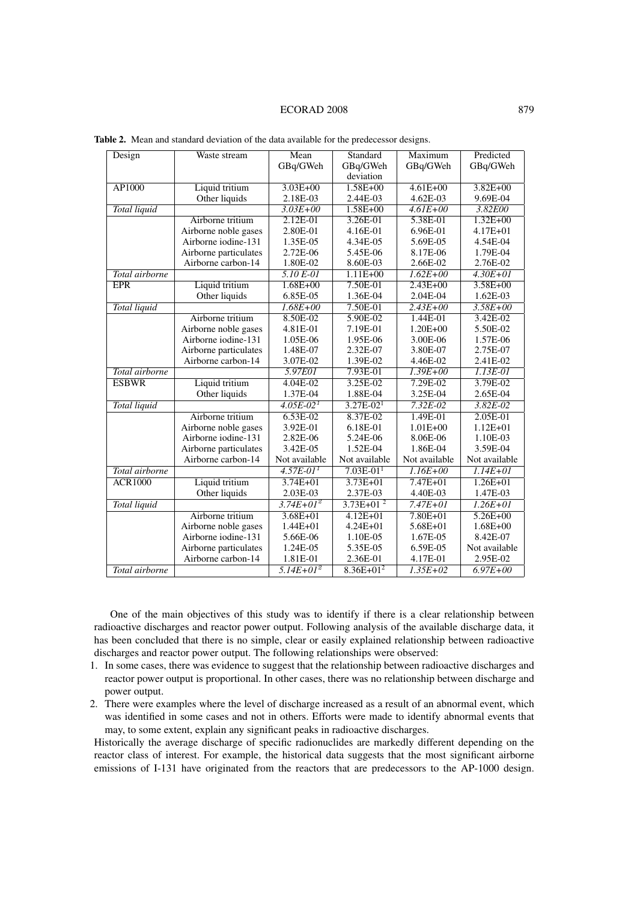**Table 2.** Mean and standard deviation of the data available for the predecessor designs.

| Design | Waste stream | Mean GBq/GWeh | Standard GBq/GWeh deviation | Maximum GBq/GWeh | Predicted GBq/GWeh |
|---|---|---|---|---|---|
| AP1000 | Liquid tritium | 3.03E+00 | 1.58E+00 | 4.61E+00 | 3.82E+00 |
| | Other liquids | 2.18E-03 | 2.44E-03 | 4.62E-03 | 9.69E-04 |
| *Total liquid* | | *3.03E+00* | 1.58E+00 | *4.61E+00* | *3.82E00* |
| | Airborne tritium | 2.12E-01 | 3.26E-01 | 5.38E-01 | 1.32E+00 |
| | Airborne noble gases | 2.80E-01 | 4.16E-01 | 6.96E-01 | 4.17E+01 |
| | Airborne iodine-131 | 1.35E-05 | 4.34E-05 | 5.69E-05 | 4.54E-04 |
| | Airborne particulates | 2.72E-06 | 5.45E-06 | 8.17E-06 | 1.79E-04 |
| | Airborne carbon-14 | 1.80E-02 | 8.60E-03 | 2.66E-02 | 2.76E-02 |
| *Total airborne* | | *5.10 E-01* | 1.11E+00 | *1.62E+00* | *4.30E+01* |
| EPR | Liquid tritium | 1.68E+00 | 7.50E-01 | 2.43E+00 | 3.58E+00 |
| | Other liquids | 6.85E-05 | 1.36E-04 | 2.04E-04 | 1.62E-03 |
| *Total liquid* | | *1.68E+00* | 7.50E-01 | *2.43E+00* | *3.58E+00* |
| | Airborne tritium | 8.50E-02 | 5.90E-02 | 1.44E-01 | 3.42E-02 |
| | Airborne noble gases | 4.81E-01 | 7.19E-01 | 1.20E+00 | 5.50E-02 |
| | Airborne iodine-131 | 1.05E-06 | 1.95E-06 | 3.00E-06 | 1.57E-06 |
| | Airborne particulates | 1.48E-07 | 2.32E-07 | 3.80E-07 | 2.75E-07 |
| | Airborne carbon-14 | 3.07E-02 | 1.39E-02 | 4.46E-02 | 2.41E-02 |
| *Total airborne* | | *5.97E01* | 7.93E-01 | *1.39E+00* | *1.13E-01* |
| ESBWR | Liquid tritium | 4.04E-02 | 3.25E-02 | 7.29E-02 | 3.79E-02 |
| | Other liquids | 1.37E-04 | 1.88E-04 | 3.25E-04 | 2.65E-04 |
| *Total liquid* | | *4.05E-02*[1] | 3.27E-02[1] | *7.32E-02* | *3.82E-02* |
| | Airborne tritium | 6.53E-02 | 8.37E-02 | 1.49E-01 | 2.05E-01 |
| | Airborne noble gases | 3.92E-01 | 6.18E-01 | 1.01E+00 | 1.12E+01 |
| | Airborne iodine-131 | 2.82E-06 | 5.24E-06 | 8.06E-06 | 1.10E-03 |
| | Airborne particulates | 3.42E-05 | 1.52E-04 | 1.86E-04 | 3.59E-04 |
| | Airborne carbon-14 | Not available | Not available | Not available | Not available |
| *Total airborne* | | *4.57E-01*[1] | 7.03E-01[1] | *1.16E+00* | *1.14E+01* |
| ACR1000 | Liquid tritium | 3.74E+01 | 3.73E+01 | 7.47E+01 | 1.26E+01 |
| | Other liquids | 2.03E-03 | 2.37E-03 | 4.40E-03 | 1.47E-03 |
| *Total liquid* | | *3.74E+01*[2] | 3.73E+01[2] | *7.47E+01* | *1.26E+01* |
| | Airborne tritium | 3.68E+01 | 4.12E+01 | 7.80E+01 | 5.26E+00 |
| | Airborne noble gases | 1.44E+01 | 4.24E+01 | 5.68E+01 | 1.68E+00 |
| | Airborne iodine-131 | 5.66E-06 | 1.10E-05 | 1.67E-05 | 8.42E-07 |
| | Airborne particulates | 1.24E-05 | 5.35E-05 | 6.59E-05 | Not available |
| | Airborne carbon-14 | 1.81E-01 | 2.36E-01 | 4.17E-01 | 2.95E-02 |
| *Total airborne* | | *5.14E+01*[2] | 8.36E+01[2] | *1.35E+02* | *6.97E+00* |

One of the main objectives of this study was to identify if there is a clear relationship between radioactive discharges and reactor power output. Following analysis of the available discharge data, it has been concluded that there is no simple, clear or easily explained relationship between radioactive discharges and reactor power output. The following relationships were observed:

1. In some cases, there was evidence to suggest that the relationship between radioactive discharges and reactor power output is proportional. In other cases, there was no relationship between discharge and power output.
2. There were examples where the level of discharge increased as a result of an abnormal event, which was identified in some cases and not in others. Efforts were made to identify abnormal events that may, to some extent, explain any significant peaks in radioactive discharges.

Historically the average discharge of specific radionuclides are markedly different depending on the reactor class of interest. For example, the historical data suggests that the most significant airborne emissions of I-131 have originated from the reactors that are predecessors to the AP-1000 design.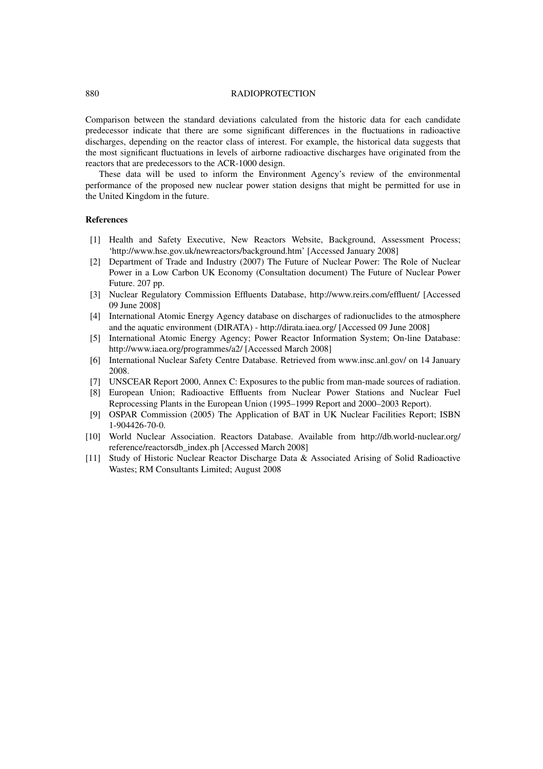Comparison between the standard deviations calculated from the historic data for each candidate predecessor indicate that there are some significant differences in the fluctuations in radioactive discharges, depending on the reactor class of interest. For example, the historical data suggests that the most significant fluctuations in levels of airborne radioactive discharges have originated from the reactors that are predecessors to the ACR-1000 design.

These data will be used to inform the Environment Agency's review of the environmental performance of the proposed new nuclear power station designs that might be permitted for use in the United Kingdom in the future.

**References**

[1] Health and Safety Executive, New Reactors Website, Background, Assessment Process; 'http://www.hse.gov.uk/newreactors/background.htm' [Accessed January 2008]

[2] Department of Trade and Industry (2007) The Future of Nuclear Power: The Role of Nuclear Power in a Low Carbon UK Economy (Consultation document) The Future of Nuclear Power Future. 207 pp.

[3] Nuclear Regulatory Commission Effluents Database, http://www.reirs.com/effluent/ [Accessed 09 June 2008]

[4] International Atomic Energy Agency database on discharges of radionuclides to the atmosphere and the aquatic environment (DIRATA) - http://dirata.iaea.org/ [Accessed 09 June 2008]

[5] International Atomic Energy Agency; Power Reactor Information System; On-line Database: http://www.iaea.org/programmes/a2/ [Accessed March 2008]

[6] International Nuclear Safety Centre Database. Retrieved from www.insc.anl.gov/ on 14 January 2008.

[7] UNSCEAR Report 2000, Annex C: Exposures to the public from man-made sources of radiation.

[8] European Union; Radioactive Effluents from Nuclear Power Stations and Nuclear Fuel Reprocessing Plants in the European Union (1995–1999 Report and 2000–2003 Report).

[9] OSPAR Commission (2005) The Application of BAT in UK Nuclear Facilities Report; ISBN 1-904426-70-0.

[10] World Nuclear Association. Reactors Database. Available from http://db.world-nuclear.org/reference/reactorsdb_index.ph [Accessed March 2008]

[11] Study of Historic Nuclear Reactor Discharge Data & Associated Arising of Solid Radioactive Wastes; RM Consultants Limited; August 2008